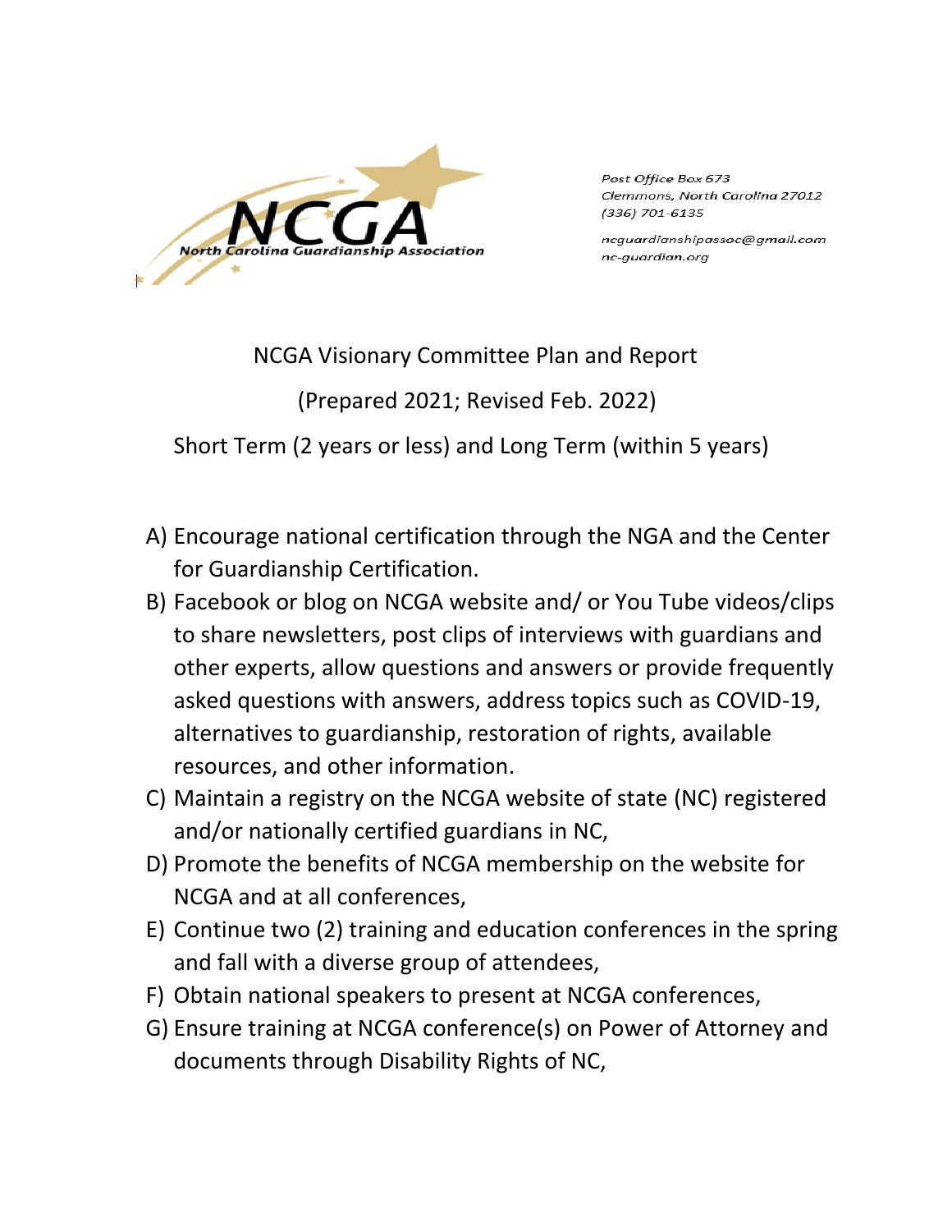NCGA

North Carolina Guardianship Association

*Post Office Box 673*
*Clemmons, North Carolina 27012*
*(336) 701-6135*

*ncguardianshipassoc@gmail.com*
*nc-guardian.org*

# NCGA Visionary Committee Plan and Report

(Prepared 2021; Revised Feb. 2022)

Short Term (2 years or less) and Long Term (within 5 years)

A) Encourage national certification through the NGA and the Center for Guardianship Certification.

B) Facebook or blog on NCGA website and/ or You Tube videos/clips to share newsletters, post clips of interviews with guardians and other experts, allow questions and answers or provide frequently asked questions with answers, address topics such as COVID-19, alternatives to guardianship, restoration of rights, available resources, and other information.

C) Maintain a registry on the NCGA website of state (NC) registered and/or nationally certified guardians in NC,

D) Promote the benefits of NCGA membership on the website for NCGA and at all conferences,

E) Continue two (2) training and education conferences in the spring and fall with a diverse group of attendees,

F) Obtain national speakers to present at NCGA conferences,

G) Ensure training at NCGA conference(s) on Power of Attorney and documents through Disability Rights of NC,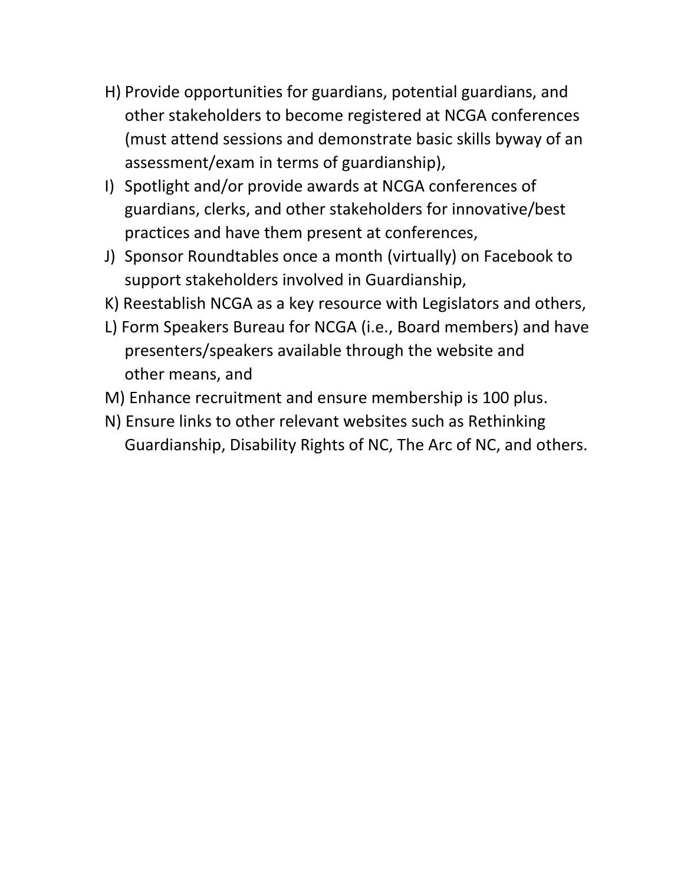H) Provide opportunities for guardians, potential guardians, and other stakeholders to become registered at NCGA conferences (must attend sessions and demonstrate basic skills byway of an assessment/exam in terms of guardianship),

I) Spotlight and/or provide awards at NCGA conferences of guardians, clerks, and other stakeholders for innovative/best practices and have them present at conferences,

J) Sponsor Roundtables once a month (virtually) on Facebook to support stakeholders involved in Guardianship,

K) Reestablish NCGA as a key resource with Legislators and others,

L) Form Speakers Bureau for NCGA (i.e., Board members) and have presenters/speakers available through the website and other means, and

M) Enhance recruitment and ensure membership is 100 plus.

N) Ensure links to other relevant websites such as Rethinking Guardianship, Disability Rights of NC, The Arc of NC, and others.